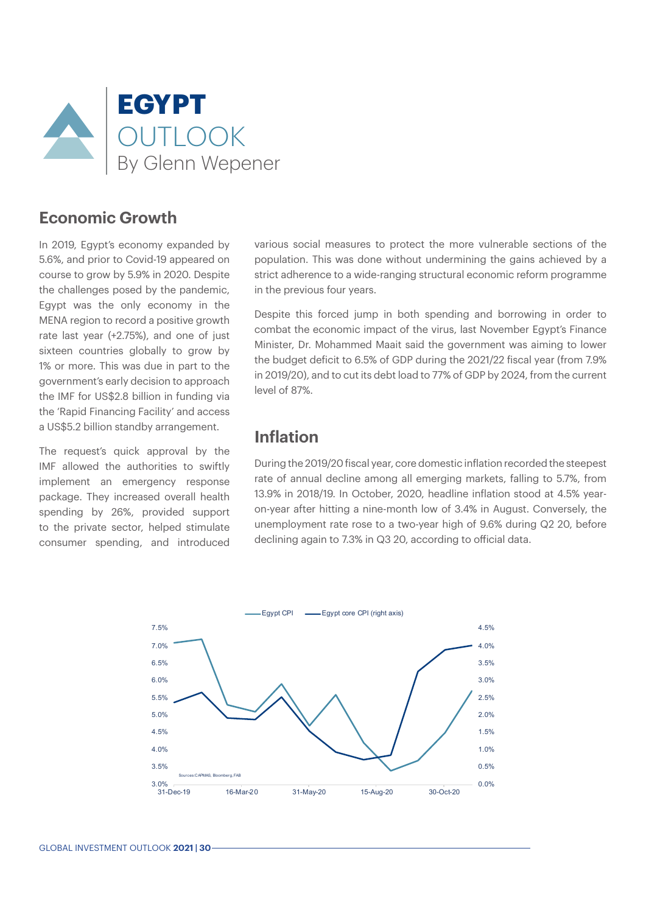# EGYPT OUTLOOK

By Glenn Wepener

## Economic Growth

In 2019, Egypt's economy expanded by 5.6%, and prior to Covid-19 appeared on course to grow by 5.9% in 2020. Despite the challenges posed by the pandemic, Egypt was the only economy in the MENA region to record a positive growth rate last year (+2.75%), and one of just sixteen countries globally to grow by 1% or more. This was due in part to the government's early decision to approach the IMF for US$2.8 billion in funding via the 'Rapid Financing Facility' and access a US$5.2 billion standby arrangement.

The request's quick approval by the IMF allowed the authorities to swiftly implement an emergency response package. They increased overall health spending by 26%, provided support to the private sector, helped stimulate consumer spending, and introduced various social measures to protect the more vulnerable sections of the population. This was done without undermining the gains achieved by a strict adherence to a wide-ranging structural economic reform programme in the previous four years.

Despite this forced jump in both spending and borrowing in order to combat the economic impact of the virus, last November Egypt's Finance Minister, Dr. Mohammed Maait said the government was aiming to lower the budget deficit to 6.5% of GDP during the 2021/22 fiscal year (from 7.9% in 2019/20), and to cut its debt load to 77% of GDP by 2024, from the current level of 87%.

## Inflation

During the 2019/20 fiscal year, core domestic inflation recorded the steepest rate of annual decline among all emerging markets, falling to 5.7%, from 13.9% in 2018/19. In October, 2020, headline inflation stood at 4.5% year-on-year after hitting a nine-month low of 3.4% in August. Conversely, the unemployment rate rose to a two-year high of 9.6% during Q2 20, before declining again to 7.3% in Q3 20, according to official data.

Egypt CPI — Egypt core CPI (right axis)

Sources: CAPMAS, Bloomberg, FAB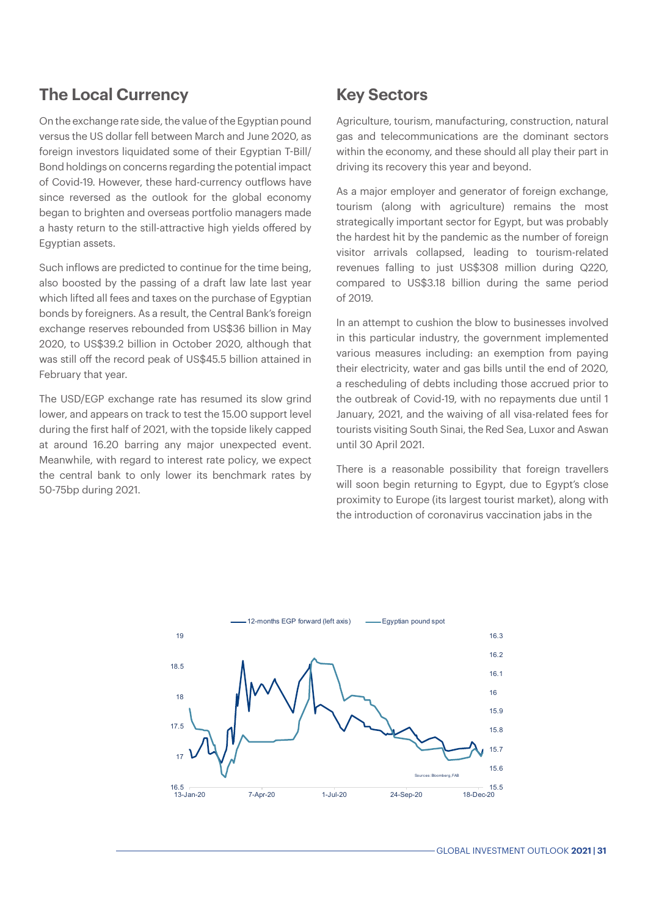## The Local Currency

On the exchange rate side, the value of the Egyptian pound versus the US dollar fell between March and June 2020, as foreign investors liquidated some of their Egyptian T-Bill/Bond holdings on concerns regarding the potential impact of Covid-19. However, these hard-currency outflows have since reversed as the outlook for the global economy began to brighten and overseas portfolio managers made a hasty return to the still-attractive high yields offered by Egyptian assets.

Such inflows are predicted to continue for the time being, also boosted by the passing of a draft law late last year which lifted all fees and taxes on the purchase of Egyptian bonds by foreigners. As a result, the Central Bank's foreign exchange reserves rebounded from US$36 billion in May 2020, to US$39.2 billion in October 2020, although that was still off the record peak of US$45.5 billion attained in February that year.

The USD/EGP exchange rate has resumed its slow grind lower, and appears on track to test the 15.00 support level during the first half of 2021, with the topside likely capped at around 16.20 barring any major unexpected event. Meanwhile, with regard to interest rate policy, we expect the central bank to only lower its benchmark rates by 50-75bp during 2021.

## Key Sectors

Agriculture, tourism, manufacturing, construction, natural gas and telecommunications are the dominant sectors within the economy, and these should all play their part in driving its recovery this year and beyond.

As a major employer and generator of foreign exchange, tourism (along with agriculture) remains the most strategically important sector for Egypt, but was probably the hardest hit by the pandemic as the number of foreign visitor arrivals collapsed, leading to tourism-related revenues falling to just US$308 million during Q220, compared to US$3.18 billion during the same period of 2019.

In an attempt to cushion the blow to businesses involved in this particular industry, the government implemented various measures including: an exemption from paying their electricity, water and gas bills until the end of 2020, a rescheduling of debts including those accrued prior to the outbreak of Covid-19, with no repayments due until 1 January, 2021, and the waiving of all visa-related fees for tourists visiting South Sinai, the Red Sea, Luxor and Aswan until 30 April 2021.

There is a reasonable possibility that foreign travellers will soon begin returning to Egypt, due to Egypt's close proximity to Europe (its largest tourist market), along with the introduction of coronavirus vaccination jabs in the

12-months EGP forward (left axis) — Egyptian pound spot

Sources: Bloomberg, FAB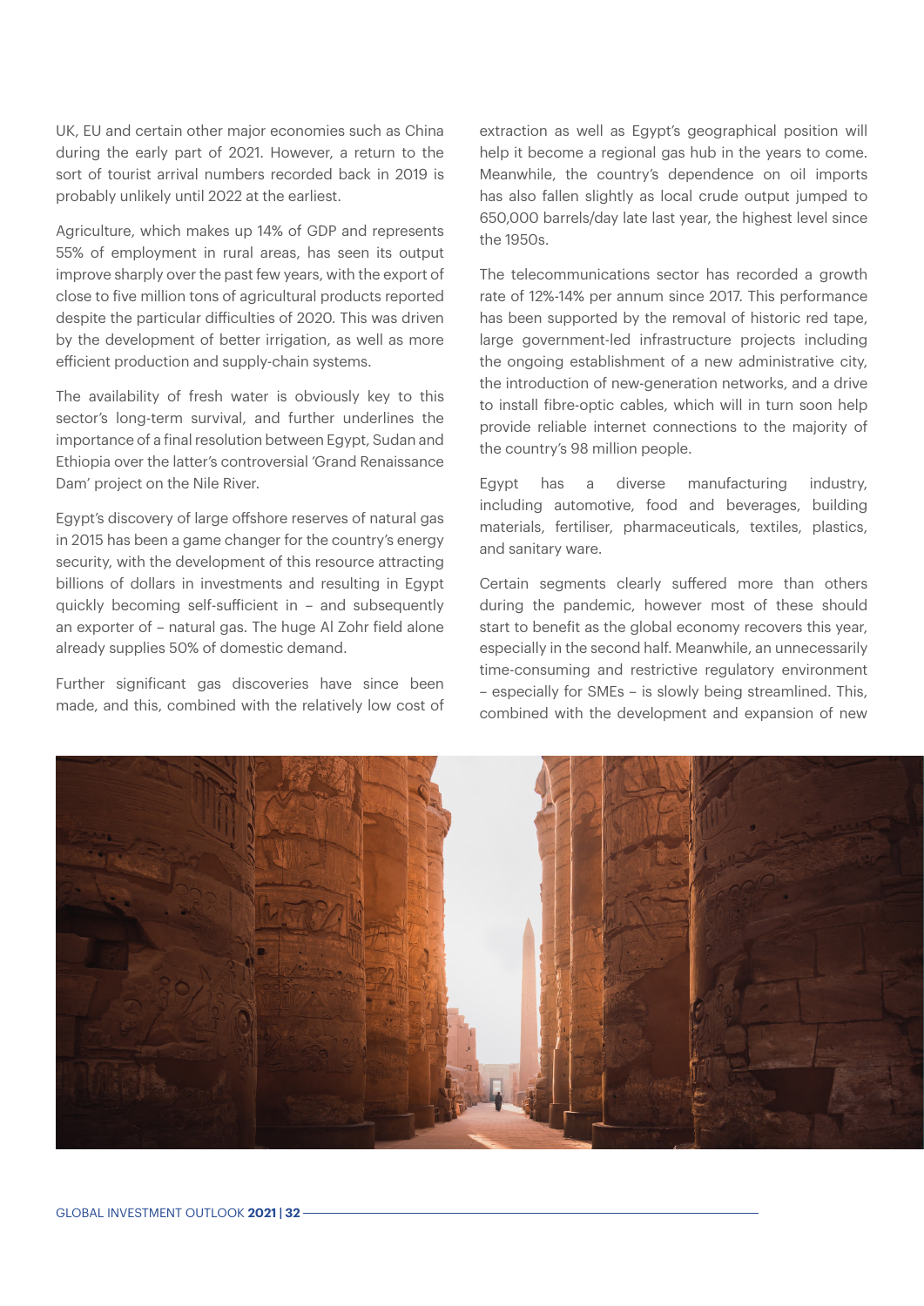UK, EU and certain other major economies such as China during the early part of 2021. However, a return to the sort of tourist arrival numbers recorded back in 2019 is probably unlikely until 2022 at the earliest.

Agriculture, which makes up 14% of GDP and represents 55% of employment in rural areas, has seen its output improve sharply over the past few years, with the export of close to five million tons of agricultural products reported despite the particular difficulties of 2020. This was driven by the development of better irrigation, as well as more efficient production and supply-chain systems.

The availability of fresh water is obviously key to this sector's long-term survival, and further underlines the importance of a final resolution between Egypt, Sudan and Ethiopia over the latter's controversial 'Grand Renaissance Dam' project on the Nile River.

Egypt's discovery of large offshore reserves of natural gas in 2015 has been a game changer for the country's energy security, with the development of this resource attracting billions of dollars in investments and resulting in Egypt quickly becoming self-sufficient in – and subsequently an exporter of – natural gas. The huge Al Zohr field alone already supplies 50% of domestic demand.

Further significant gas discoveries have since been made, and this, combined with the relatively low cost of extraction as well as Egypt's geographical position will help it become a regional gas hub in the years to come. Meanwhile, the country's dependence on oil imports has also fallen slightly as local crude output jumped to 650,000 barrels/day late last year, the highest level since the 1950s.

The telecommunications sector has recorded a growth rate of 12%-14% per annum since 2017. This performance has been supported by the removal of historic red tape, large government-led infrastructure projects including the ongoing establishment of a new administrative city, the introduction of new-generation networks, and a drive to install fibre-optic cables, which will in turn soon help provide reliable internet connections to the majority of the country's 98 million people.

Egypt has a diverse manufacturing industry, including automotive, food and beverages, building materials, fertiliser, pharmaceuticals, textiles, plastics, and sanitary ware.

Certain segments clearly suffered more than others during the pandemic, however most of these should start to benefit as the global economy recovers this year, especially in the second half. Meanwhile, an unnecessarily time-consuming and restrictive regulatory environment – especially for SMEs – is slowly being streamlined. This, combined with the development and expansion of new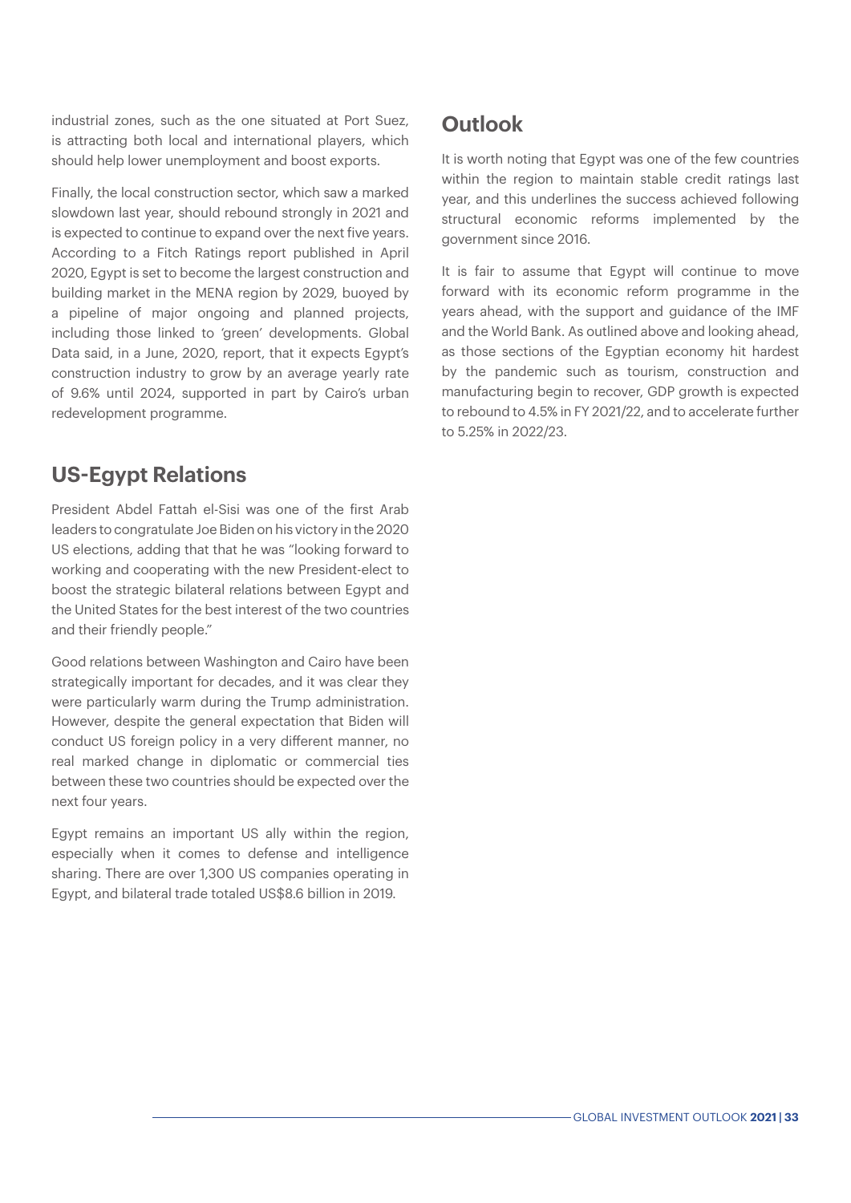industrial zones, such as the one situated at Port Suez, is attracting both local and international players, which should help lower unemployment and boost exports.

Finally, the local construction sector, which saw a marked slowdown last year, should rebound strongly in 2021 and is expected to continue to expand over the next five years. According to a Fitch Ratings report published in April 2020, Egypt is set to become the largest construction and building market in the MENA region by 2029, buoyed by a pipeline of major ongoing and planned projects, including those linked to 'green' developments. Global Data said, in a June, 2020, report, that it expects Egypt's construction industry to grow by an average yearly rate of 9.6% until 2024, supported in part by Cairo's urban redevelopment programme.

## US-Egypt Relations

President Abdel Fattah el-Sisi was one of the first Arab leaders to congratulate Joe Biden on his victory in the 2020 US elections, adding that that he was "looking forward to working and cooperating with the new President-elect to boost the strategic bilateral relations between Egypt and the United States for the best interest of the two countries and their friendly people."

Good relations between Washington and Cairo have been strategically important for decades, and it was clear they were particularly warm during the Trump administration. However, despite the general expectation that Biden will conduct US foreign policy in a very different manner, no real marked change in diplomatic or commercial ties between these two countries should be expected over the next four years.

Egypt remains an important US ally within the region, especially when it comes to defense and intelligence sharing. There are over 1,300 US companies operating in Egypt, and bilateral trade totaled US$8.6 billion in 2019.

## Outlook

It is worth noting that Egypt was one of the few countries within the region to maintain stable credit ratings last year, and this underlines the success achieved following structural economic reforms implemented by the government since 2016.

It is fair to assume that Egypt will continue to move forward with its economic reform programme in the years ahead, with the support and guidance of the IMF and the World Bank. As outlined above and looking ahead, as those sections of the Egyptian economy hit hardest by the pandemic such as tourism, construction and manufacturing begin to recover, GDP growth is expected to rebound to 4.5% in FY 2021/22, and to accelerate further to 5.25% in 2022/23.